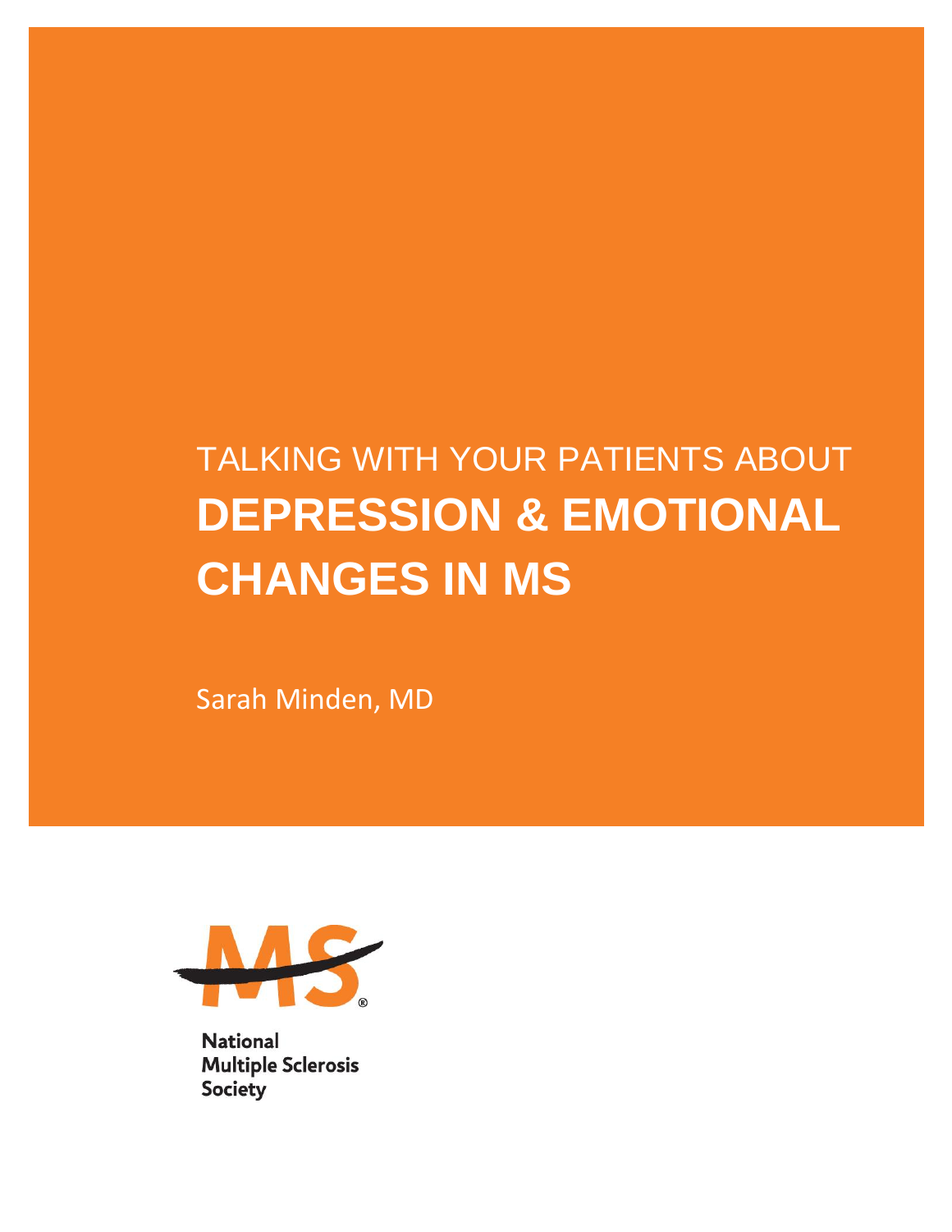TALKING WITH YOUR PATIENTS ABOUT

# DEPRESSION & EMOTIONAL CHANGES IN MS

Sarah Minden, MD

National Multiple Sclerosis Society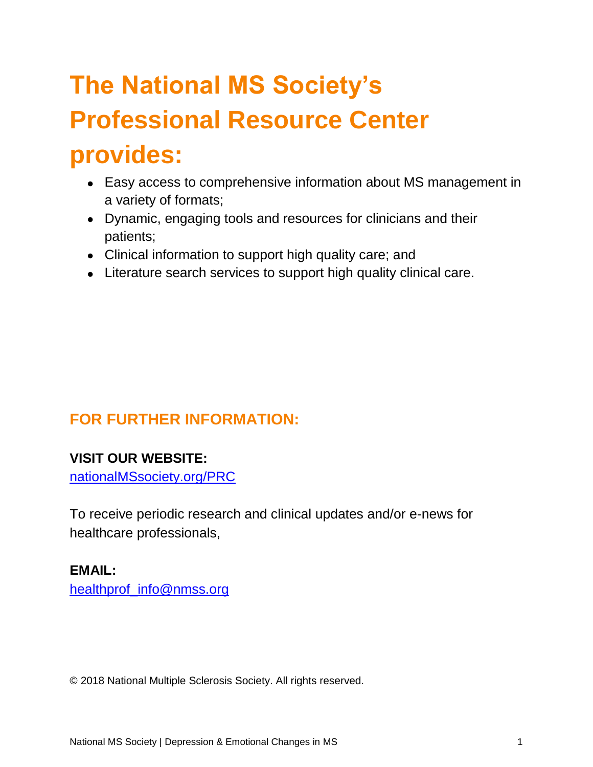# The National MS Society's Professional Resource Center provides:

- Easy access to comprehensive information about MS management in a variety of formats;
- Dynamic, engaging tools and resources for clinicians and their patients;
- Clinical information to support high quality care; and
- Literature search services to support high quality clinical care.

## FOR FURTHER INFORMATION:

**VISIT OUR WEBSITE:**
nationalMSsociety.org/PRC

To receive periodic research and clinical updates and/or e-news for healthcare professionals,

**EMAIL:**
healthprof_info@nmss.org

© 2018 National Multiple Sclerosis Society. All rights reserved.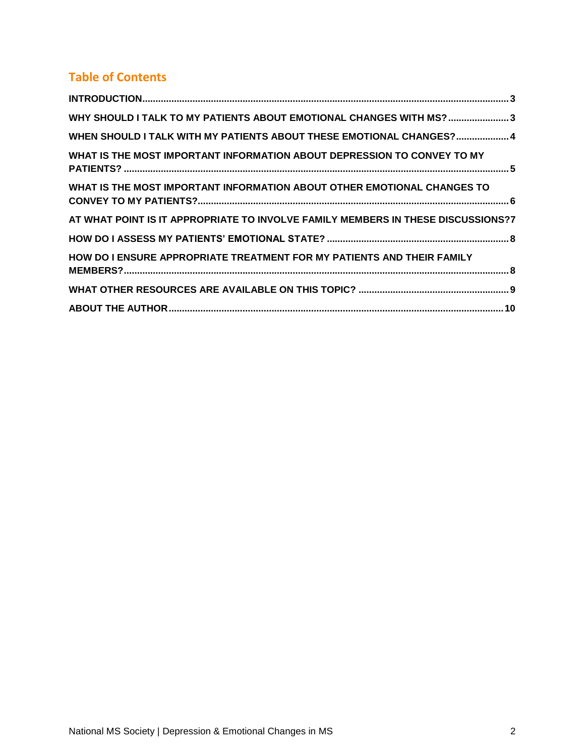## Table of Contents

- **INTRODUCTION** ........ 3
- **WHY SHOULD I TALK TO MY PATIENTS ABOUT EMOTIONAL CHANGES WITH MS?** ........ 3
- **WHEN SHOULD I TALK WITH MY PATIENTS ABOUT THESE EMOTIONAL CHANGES?** ........ 4
- **WHAT IS THE MOST IMPORTANT INFORMATION ABOUT DEPRESSION TO CONVEY TO MY PATIENTS?** ........ 5
- **WHAT IS THE MOST IMPORTANT INFORMATION ABOUT OTHER EMOTIONAL CHANGES TO CONVEY TO MY PATIENTS?** ........ 6
- **AT WHAT POINT IS IT APPROPRIATE TO INVOLVE FAMILY MEMBERS IN THESE DISCUSSIONS?** ........ 7
- **HOW DO I ASSESS MY PATIENTS' EMOTIONAL STATE?** ........ 8
- **HOW DO I ENSURE APPROPRIATE TREATMENT FOR MY PATIENTS AND THEIR FAMILY MEMBERS?** ........ 8
- **WHAT OTHER RESOURCES ARE AVAILABLE ON THIS TOPIC?** ........ 9
- **ABOUT THE AUTHOR** ........ 10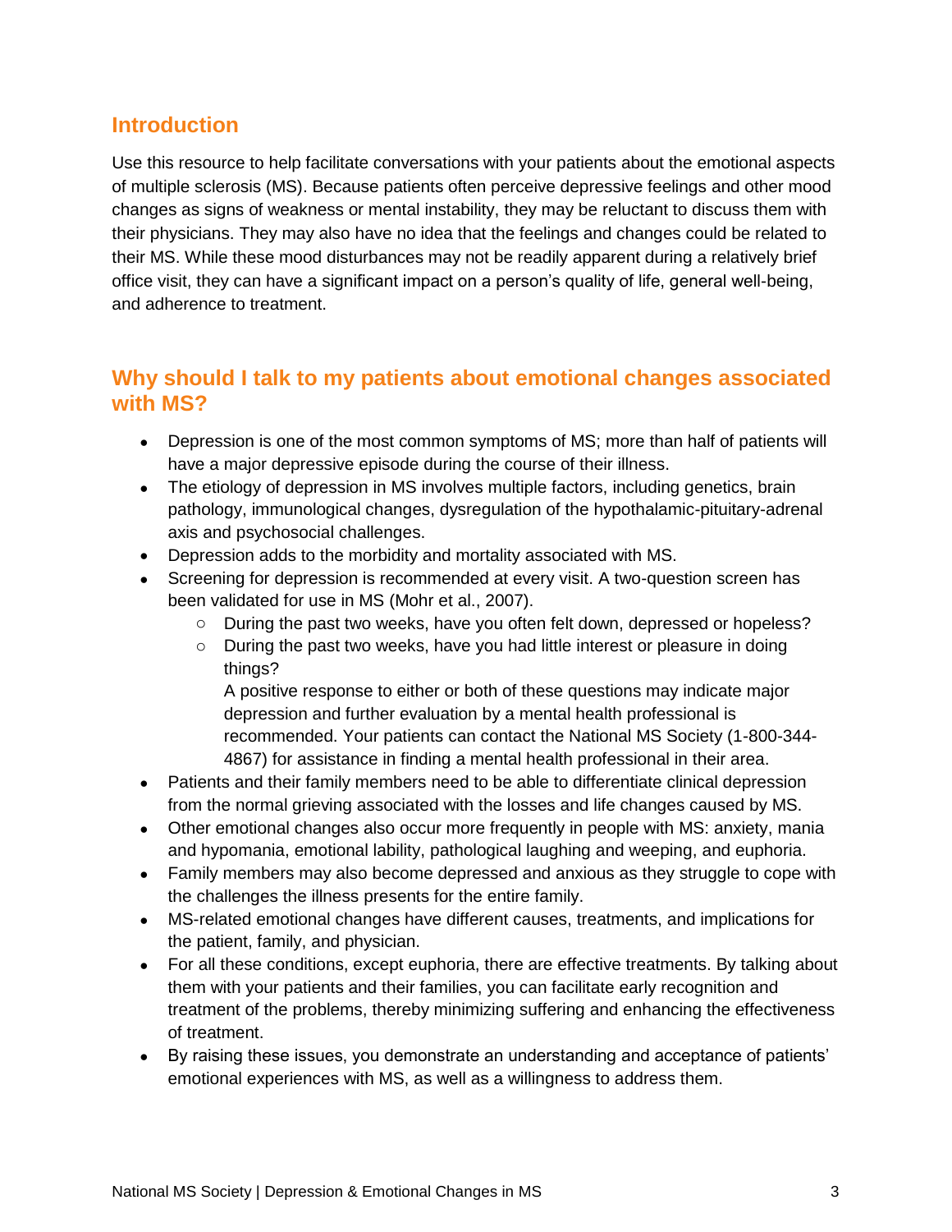## Introduction

Use this resource to help facilitate conversations with your patients about the emotional aspects of multiple sclerosis (MS). Because patients often perceive depressive feelings and other mood changes as signs of weakness or mental instability, they may be reluctant to discuss them with their physicians. They may also have no idea that the feelings and changes could be related to their MS. While these mood disturbances may not be readily apparent during a relatively brief office visit, they can have a significant impact on a person's quality of life, general well-being, and adherence to treatment.

## Why should I talk to my patients about emotional changes associated with MS?

- Depression is one of the most common symptoms of MS; more than half of patients will have a major depressive episode during the course of their illness.
- The etiology of depression in MS involves multiple factors, including genetics, brain pathology, immunological changes, dysregulation of the hypothalamic-pituitary-adrenal axis and psychosocial challenges.
- Depression adds to the morbidity and mortality associated with MS.
- Screening for depression is recommended at every visit. A two-question screen has been validated for use in MS (Mohr et al., 2007).
    - During the past two weeks, have you often felt down, depressed or hopeless?
    - During the past two weeks, have you had little interest or pleasure in doing things?

      A positive response to either or both of these questions may indicate major depression and further evaluation by a mental health professional is recommended. Your patients can contact the National MS Society (1-800-344-4867) for assistance in finding a mental health professional in their area.
- Patients and their family members need to be able to differentiate clinical depression from the normal grieving associated with the losses and life changes caused by MS.
- Other emotional changes also occur more frequently in people with MS: anxiety, mania and hypomania, emotional lability, pathological laughing and weeping, and euphoria.
- Family members may also become depressed and anxious as they struggle to cope with the challenges the illness presents for the entire family.
- MS-related emotional changes have different causes, treatments, and implications for the patient, family, and physician.
- For all these conditions, except euphoria, there are effective treatments. By talking about them with your patients and their families, you can facilitate early recognition and treatment of the problems, thereby minimizing suffering and enhancing the effectiveness of treatment.
- By raising these issues, you demonstrate an understanding and acceptance of patients' emotional experiences with MS, as well as a willingness to address them.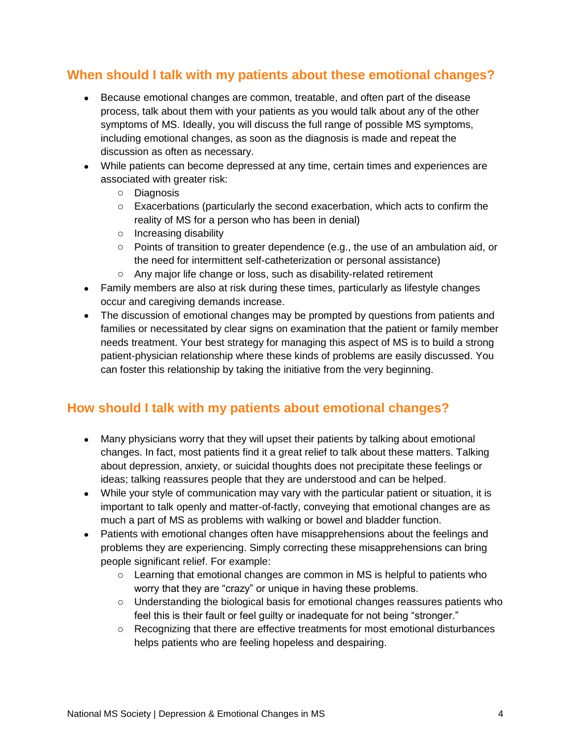## When should I talk with my patients about these emotional changes?

- Because emotional changes are common, treatable, and often part of the disease process, talk about them with your patients as you would talk about any of the other symptoms of MS. Ideally, you will discuss the full range of possible MS symptoms, including emotional changes, as soon as the diagnosis is made and repeat the discussion as often as necessary.
- While patients can become depressed at any time, certain times and experiences are associated with greater risk:
    - Diagnosis
    - Exacerbations (particularly the second exacerbation, which acts to confirm the reality of MS for a person who has been in denial)
    - Increasing disability
    - Points of transition to greater dependence (e.g., the use of an ambulation aid, or the need for intermittent self-catheterization or personal assistance)
    - Any major life change or loss, such as disability-related retirement
- Family members are also at risk during these times, particularly as lifestyle changes occur and caregiving demands increase.
- The discussion of emotional changes may be prompted by questions from patients and families or necessitated by clear signs on examination that the patient or family member needs treatment. Your best strategy for managing this aspect of MS is to build a strong patient-physician relationship where these kinds of problems are easily discussed. You can foster this relationship by taking the initiative from the very beginning.

## How should I talk with my patients about emotional changes?

- Many physicians worry that they will upset their patients by talking about emotional changes. In fact, most patients find it a great relief to talk about these matters. Talking about depression, anxiety, or suicidal thoughts does not precipitate these feelings or ideas; talking reassures people that they are understood and can be helped.
- While your style of communication may vary with the particular patient or situation, it is important to talk openly and matter-of-factly, conveying that emotional changes are as much a part of MS as problems with walking or bowel and bladder function.
- Patients with emotional changes often have misapprehensions about the feelings and problems they are experiencing. Simply correcting these misapprehensions can bring people significant relief. For example:
    - Learning that emotional changes are common in MS is helpful to patients who worry that they are "crazy" or unique in having these problems.
    - Understanding the biological basis for emotional changes reassures patients who feel this is their fault or feel guilty or inadequate for not being "stronger."
    - Recognizing that there are effective treatments for most emotional disturbances helps patients who are feeling hopeless and despairing.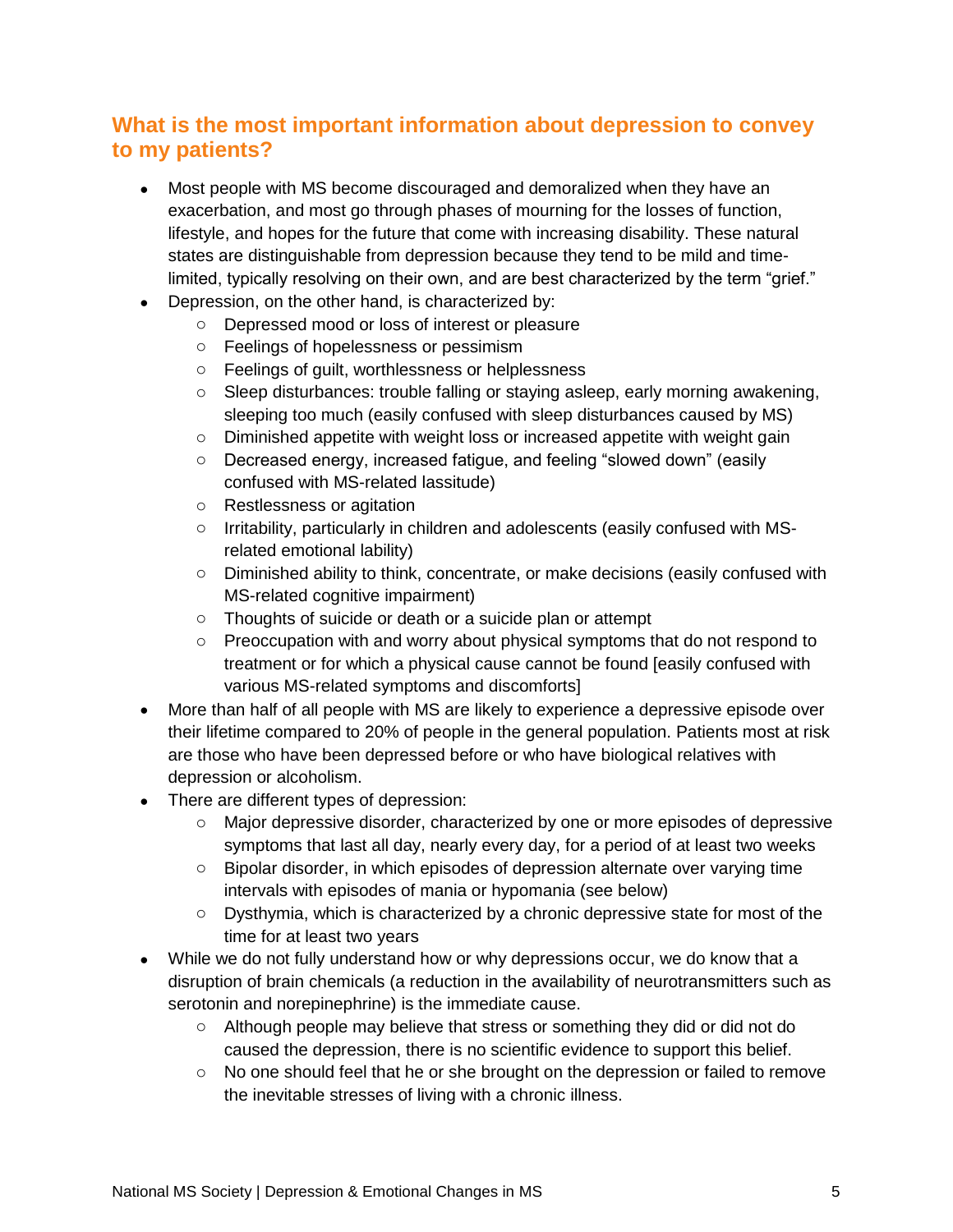## What is the most important information about depression to convey to my patients?

- Most people with MS become discouraged and demoralized when they have an exacerbation, and most go through phases of mourning for the losses of function, lifestyle, and hopes for the future that come with increasing disability. These natural states are distinguishable from depression because they tend to be mild and time-limited, typically resolving on their own, and are best characterized by the term "grief."
- Depression, on the other hand, is characterized by:
  - Depressed mood or loss of interest or pleasure
  - Feelings of hopelessness or pessimism
  - Feelings of guilt, worthlessness or helplessness
  - Sleep disturbances: trouble falling or staying asleep, early morning awakening, sleeping too much (easily confused with sleep disturbances caused by MS)
  - Diminished appetite with weight loss or increased appetite with weight gain
  - Decreased energy, increased fatigue, and feeling "slowed down" (easily confused with MS-related lassitude)
  - Restlessness or agitation
  - Irritability, particularly in children and adolescents (easily confused with MS-related emotional lability)
  - Diminished ability to think, concentrate, or make decisions (easily confused with MS-related cognitive impairment)
  - Thoughts of suicide or death or a suicide plan or attempt
  - Preoccupation with and worry about physical symptoms that do not respond to treatment or for which a physical cause cannot be found [easily confused with various MS-related symptoms and discomforts]
- More than half of all people with MS are likely to experience a depressive episode over their lifetime compared to 20% of people in the general population. Patients most at risk are those who have been depressed before or who have biological relatives with depression or alcoholism.
- There are different types of depression:
  - Major depressive disorder, characterized by one or more episodes of depressive symptoms that last all day, nearly every day, for a period of at least two weeks
  - Bipolar disorder, in which episodes of depression alternate over varying time intervals with episodes of mania or hypomania (see below)
  - Dysthymia, which is characterized by a chronic depressive state for most of the time for at least two years
- While we do not fully understand how or why depressions occur, we do know that a disruption of brain chemicals (a reduction in the availability of neurotransmitters such as serotonin and norepinephrine) is the immediate cause.
  - Although people may believe that stress or something they did or did not do caused the depression, there is no scientific evidence to support this belief.
  - No one should feel that he or she brought on the depression or failed to remove the inevitable stresses of living with a chronic illness.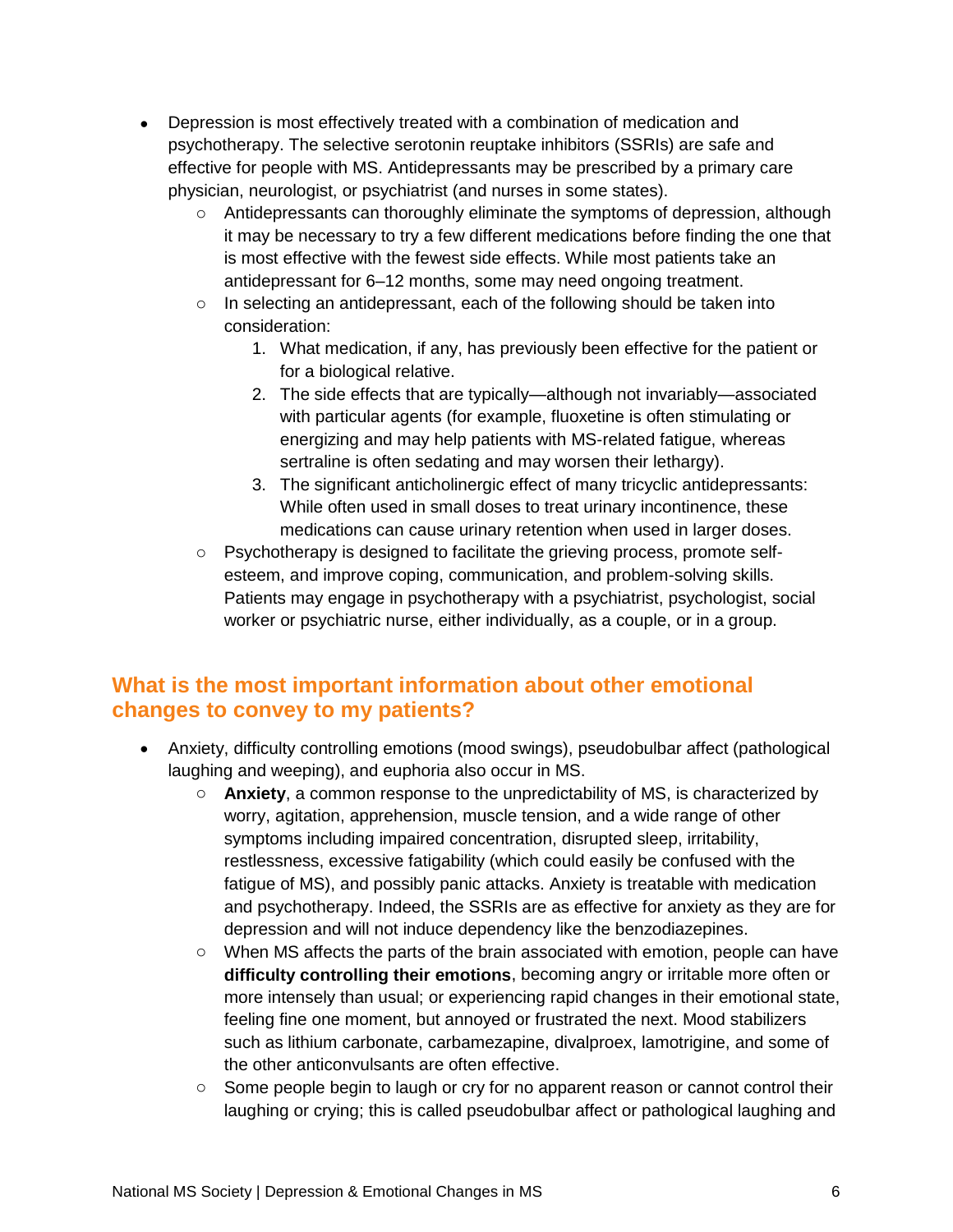- Depression is most effectively treated with a combination of medication and psychotherapy. The selective serotonin reuptake inhibitors (SSRIs) are safe and effective for people with MS. Antidepressants may be prescribed by a primary care physician, neurologist, or psychiatrist (and nurses in some states).
    - Antidepressants can thoroughly eliminate the symptoms of depression, although it may be necessary to try a few different medications before finding the one that is most effective with the fewest side effects. While most patients take an antidepressant for 6–12 months, some may need ongoing treatment.
    - In selecting an antidepressant, each of the following should be taken into consideration:
        1. What medication, if any, has previously been effective for the patient or for a biological relative.
        2. The side effects that are typically—although not invariably—associated with particular agents (for example, fluoxetine is often stimulating or energizing and may help patients with MS-related fatigue, whereas sertraline is often sedating and may worsen their lethargy).
        3. The significant anticholinergic effect of many tricyclic antidepressants: While often used in small doses to treat urinary incontinence, these medications can cause urinary retention when used in larger doses.
    - Psychotherapy is designed to facilitate the grieving process, promote self-esteem, and improve coping, communication, and problem-solving skills. Patients may engage in psychotherapy with a psychiatrist, psychologist, social worker or psychiatric nurse, either individually, as a couple, or in a group.

## What is the most important information about other emotional changes to convey to my patients?

- Anxiety, difficulty controlling emotions (mood swings), pseudobulbar affect (pathological laughing and weeping), and euphoria also occur in MS.
    - **Anxiety**, a common response to the unpredictability of MS, is characterized by worry, agitation, apprehension, muscle tension, and a wide range of other symptoms including impaired concentration, disrupted sleep, irritability, restlessness, excessive fatigability (which could easily be confused with the fatigue of MS), and possibly panic attacks. Anxiety is treatable with medication and psychotherapy. Indeed, the SSRIs are as effective for anxiety as they are for depression and will not induce dependency like the benzodiazepines.
    - When MS affects the parts of the brain associated with emotion, people can have **difficulty controlling their emotions**, becoming angry or irritable more often or more intensely than usual; or experiencing rapid changes in their emotional state, feeling fine one moment, but annoyed or frustrated the next. Mood stabilizers such as lithium carbonate, carbamezapine, divalproex, lamotrigine, and some of the other anticonvulsants are often effective.
    - Some people begin to laugh or cry for no apparent reason or cannot control their laughing or crying; this is called pseudobulbar affect or pathological laughing and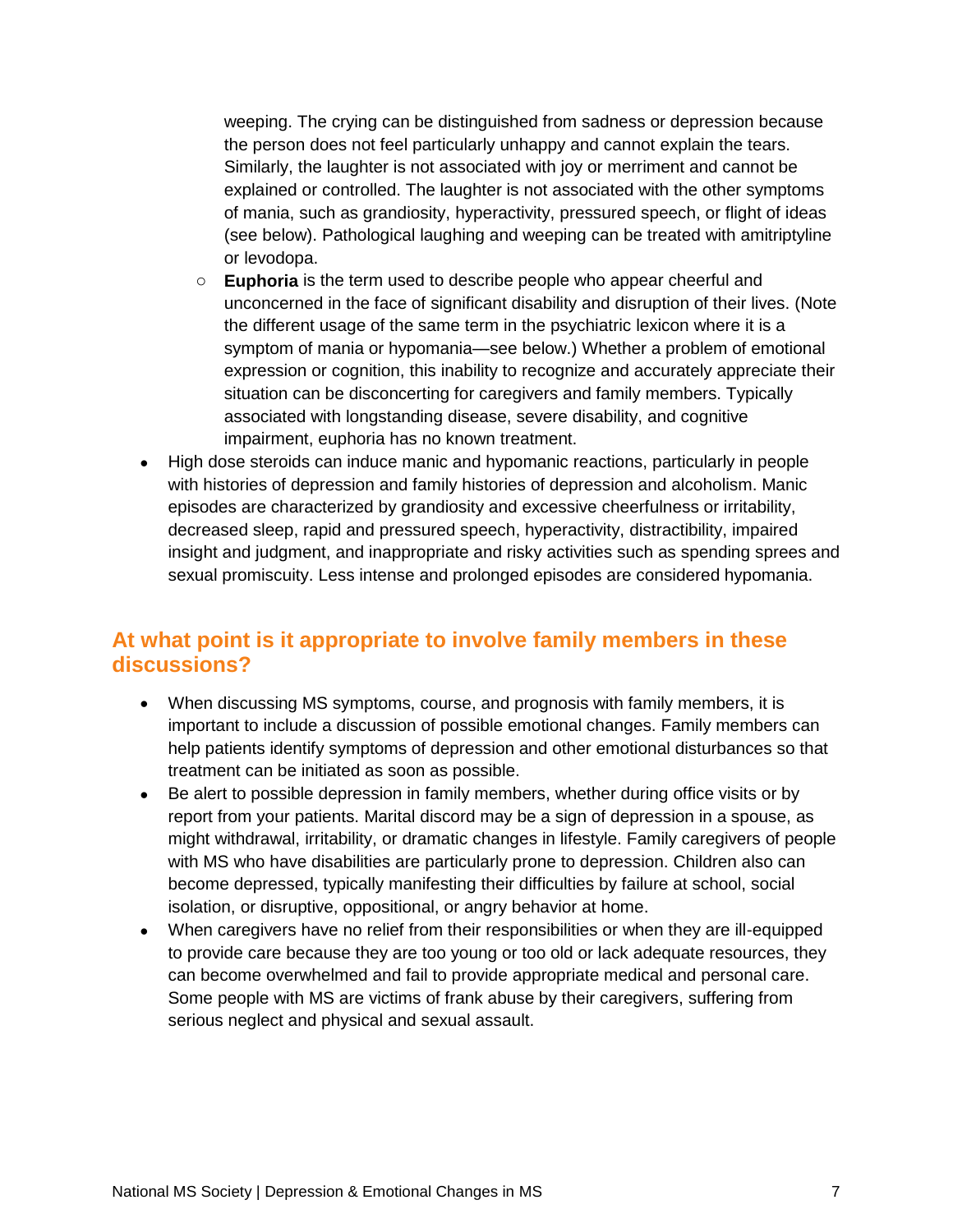weeping. The crying can be distinguished from sadness or depression because the person does not feel particularly unhappy and cannot explain the tears. Similarly, the laughter is not associated with joy or merriment and cannot be explained or controlled. The laughter is not associated with the other symptoms of mania, such as grandiosity, hyperactivity, pressured speech, or flight of ideas (see below). Pathological laughing and weeping can be treated with amitriptyline or levodopa.

  - **Euphoria** is the term used to describe people who appear cheerful and unconcerned in the face of significant disability and disruption of their lives. (Note the different usage of the same term in the psychiatric lexicon where it is a symptom of mania or hypomania—see below.) Whether a problem of emotional expression or cognition, this inability to recognize and accurately appreciate their situation can be disconcerting for caregivers and family members. Typically associated with longstanding disease, severe disability, and cognitive impairment, euphoria has no known treatment.

- High dose steroids can induce manic and hypomanic reactions, particularly in people with histories of depression and family histories of depression and alcoholism. Manic episodes are characterized by grandiosity and excessive cheerfulness or irritability, decreased sleep, rapid and pressured speech, hyperactivity, distractibility, impaired insight and judgment, and inappropriate and risky activities such as spending sprees and sexual promiscuity. Less intense and prolonged episodes are considered hypomania.

## At what point is it appropriate to involve family members in these discussions?

- When discussing MS symptoms, course, and prognosis with family members, it is important to include a discussion of possible emotional changes. Family members can help patients identify symptoms of depression and other emotional disturbances so that treatment can be initiated as soon as possible.
- Be alert to possible depression in family members, whether during office visits or by report from your patients. Marital discord may be a sign of depression in a spouse, as might withdrawal, irritability, or dramatic changes in lifestyle. Family caregivers of people with MS who have disabilities are particularly prone to depression. Children also can become depressed, typically manifesting their difficulties by failure at school, social isolation, or disruptive, oppositional, or angry behavior at home.
- When caregivers have no relief from their responsibilities or when they are ill-equipped to provide care because they are too young or too old or lack adequate resources, they can become overwhelmed and fail to provide appropriate medical and personal care. Some people with MS are victims of frank abuse by their caregivers, suffering from serious neglect and physical and sexual assault.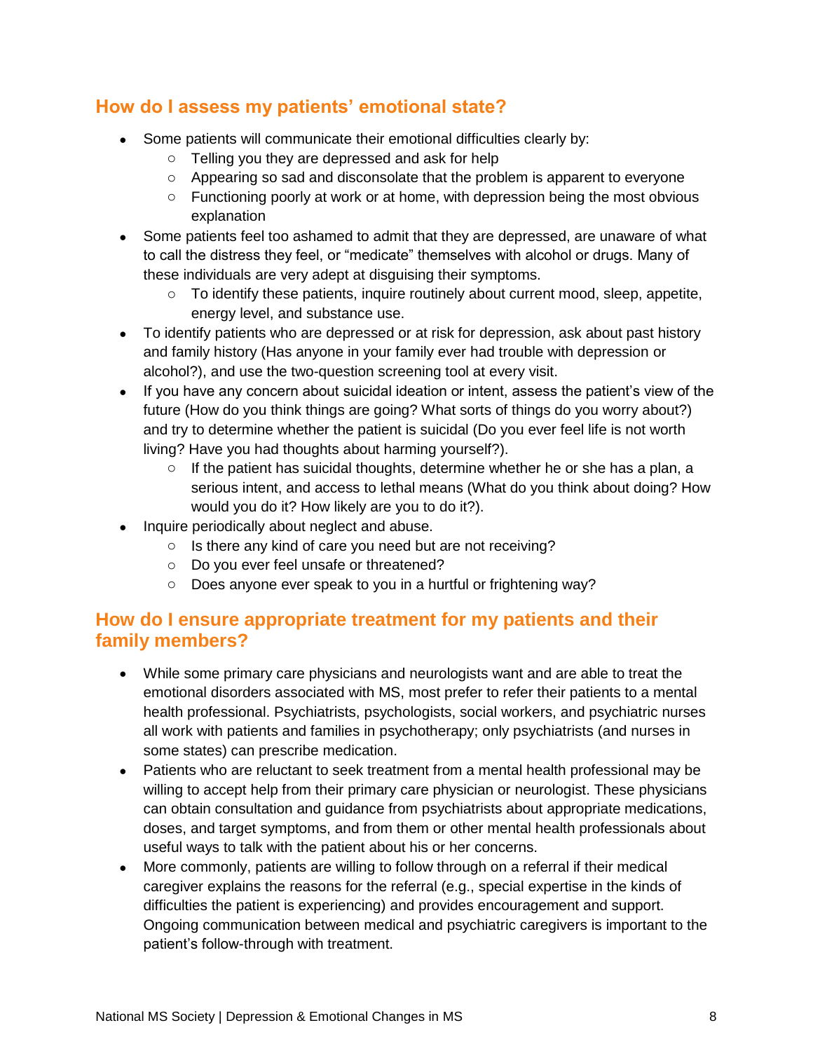## How do I assess my patients' emotional state?

- Some patients will communicate their emotional difficulties clearly by:
  - Telling you they are depressed and ask for help
  - Appearing so sad and disconsolate that the problem is apparent to everyone
  - Functioning poorly at work or at home, with depression being the most obvious explanation
- Some patients feel too ashamed to admit that they are depressed, are unaware of what to call the distress they feel, or "medicate" themselves with alcohol or drugs. Many of these individuals are very adept at disguising their symptoms.
  - To identify these patients, inquire routinely about current mood, sleep, appetite, energy level, and substance use.
- To identify patients who are depressed or at risk for depression, ask about past history and family history (Has anyone in your family ever had trouble with depression or alcohol?), and use the two-question screening tool at every visit.
- If you have any concern about suicidal ideation or intent, assess the patient's view of the future (How do you think things are going? What sorts of things do you worry about?) and try to determine whether the patient is suicidal (Do you ever feel life is not worth living? Have you had thoughts about harming yourself?).
  - If the patient has suicidal thoughts, determine whether he or she has a plan, a serious intent, and access to lethal means (What do you think about doing? How would you do it? How likely are you to do it?).
- Inquire periodically about neglect and abuse.
  - Is there any kind of care you need but are not receiving?
  - Do you ever feel unsafe or threatened?
  - Does anyone ever speak to you in a hurtful or frightening way?

## How do I ensure appropriate treatment for my patients and their family members?

- While some primary care physicians and neurologists want and are able to treat the emotional disorders associated with MS, most prefer to refer their patients to a mental health professional. Psychiatrists, psychologists, social workers, and psychiatric nurses all work with patients and families in psychotherapy; only psychiatrists (and nurses in some states) can prescribe medication.
- Patients who are reluctant to seek treatment from a mental health professional may be willing to accept help from their primary care physician or neurologist. These physicians can obtain consultation and guidance from psychiatrists about appropriate medications, doses, and target symptoms, and from them or other mental health professionals about useful ways to talk with the patient about his or her concerns.
- More commonly, patients are willing to follow through on a referral if their medical caregiver explains the reasons for the referral (e.g., special expertise in the kinds of difficulties the patient is experiencing) and provides encouragement and support. Ongoing communication between medical and psychiatric caregivers is important to the patient's follow-through with treatment.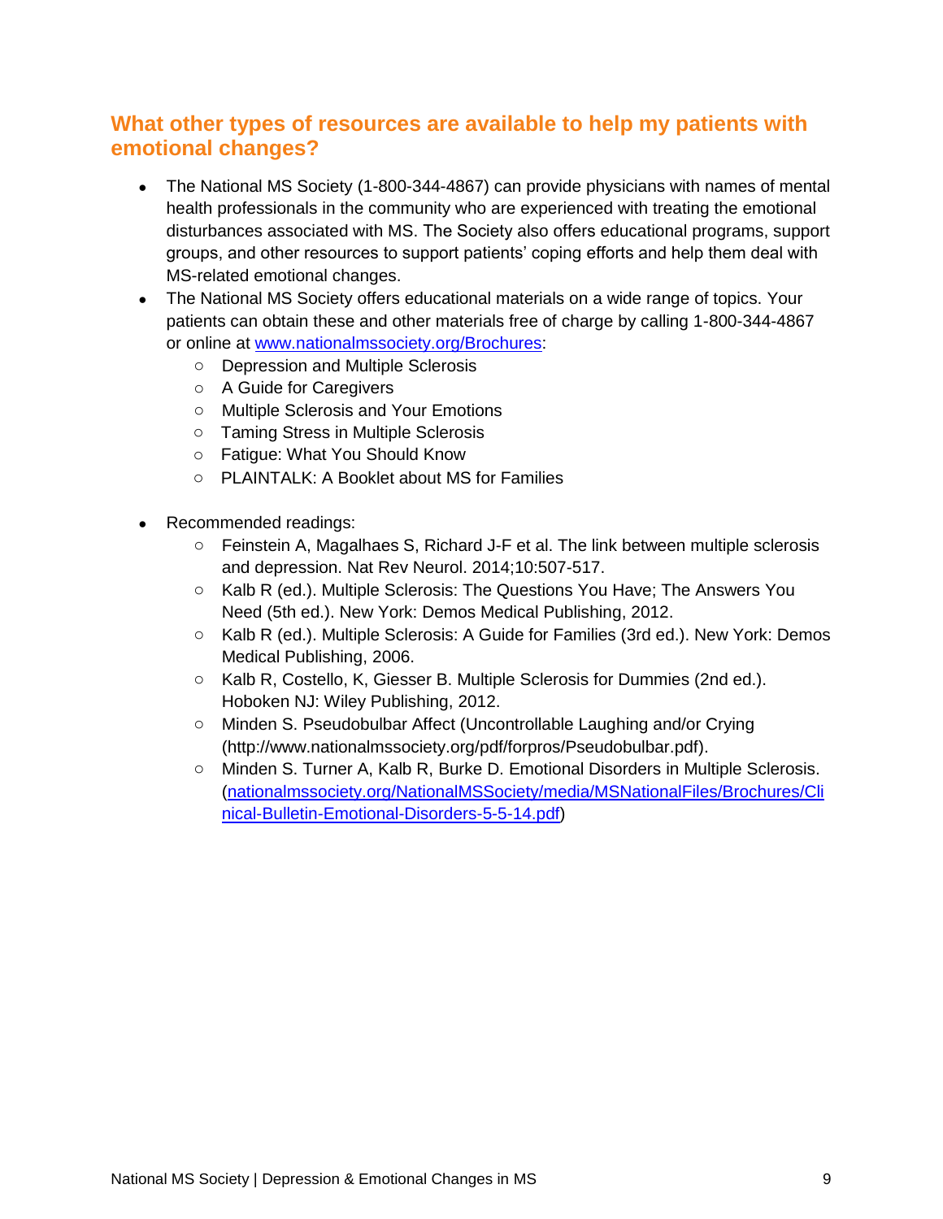## What other types of resources are available to help my patients with emotional changes?

- The National MS Society (1-800-344-4867) can provide physicians with names of mental health professionals in the community who are experienced with treating the emotional disturbances associated with MS. The Society also offers educational programs, support groups, and other resources to support patients' coping efforts and help them deal with MS-related emotional changes.
- The National MS Society offers educational materials on a wide range of topics. Your patients can obtain these and other materials free of charge by calling 1-800-344-4867 or online at [www.nationalmssociety.org/Brochures](http://www.nationalmssociety.org/Brochures):
  - Depression and Multiple Sclerosis
  - A Guide for Caregivers
  - Multiple Sclerosis and Your Emotions
  - Taming Stress in Multiple Sclerosis
  - Fatigue: What You Should Know
  - PLAINTALK: A Booklet about MS for Families

- Recommended readings:
  - Feinstein A, Magalhaes S, Richard J-F et al. The link between multiple sclerosis and depression. Nat Rev Neurol. 2014;10:507-517.
  - Kalb R (ed.). Multiple Sclerosis: The Questions You Have; The Answers You Need (5th ed.). New York: Demos Medical Publishing, 2012.
  - Kalb R (ed.). Multiple Sclerosis: A Guide for Families (3rd ed.). New York: Demos Medical Publishing, 2006.
  - Kalb R, Costello, K, Giesser B. Multiple Sclerosis for Dummies (2nd ed.). Hoboken NJ: Wiley Publishing, 2012.
  - Minden S. Pseudobulbar Affect (Uncontrollable Laughing and/or Crying (http://www.nationalmssociety.org/pdf/forpros/Pseudobulbar.pdf).
  - Minden S. Turner A, Kalb R, Burke D. Emotional Disorders in Multiple Sclerosis. ([nationalmssociety.org/NationalMSSociety/media/MSNationalFiles/Brochures/Clinical-Bulletin-Emotional-Disorders-5-5-14.pdf](http://nationalmssociety.org/NationalMSSociety/media/MSNationalFiles/Brochures/Clinical-Bulletin-Emotional-Disorders-5-5-14.pdf))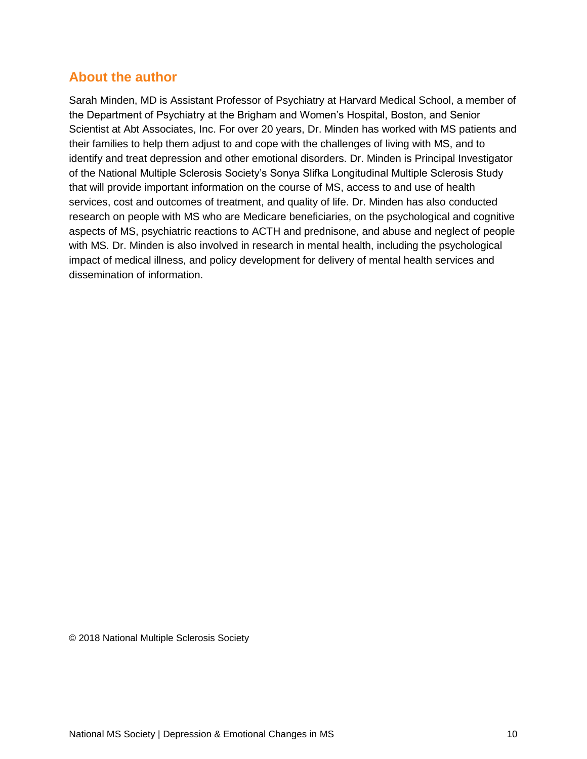## About the author

Sarah Minden, MD is Assistant Professor of Psychiatry at Harvard Medical School, a member of the Department of Psychiatry at the Brigham and Women's Hospital, Boston, and Senior Scientist at Abt Associates, Inc. For over 20 years, Dr. Minden has worked with MS patients and their families to help them adjust to and cope with the challenges of living with MS, and to identify and treat depression and other emotional disorders. Dr. Minden is Principal Investigator of the National Multiple Sclerosis Society's Sonya Slifka Longitudinal Multiple Sclerosis Study that will provide important information on the course of MS, access to and use of health services, cost and outcomes of treatment, and quality of life. Dr. Minden has also conducted research on people with MS who are Medicare beneficiaries, on the psychological and cognitive aspects of MS, psychiatric reactions to ACTH and prednisone, and abuse and neglect of people with MS. Dr. Minden is also involved in research in mental health, including the psychological impact of medical illness, and policy development for delivery of mental health services and dissemination of information.

© 2018 National Multiple Sclerosis Society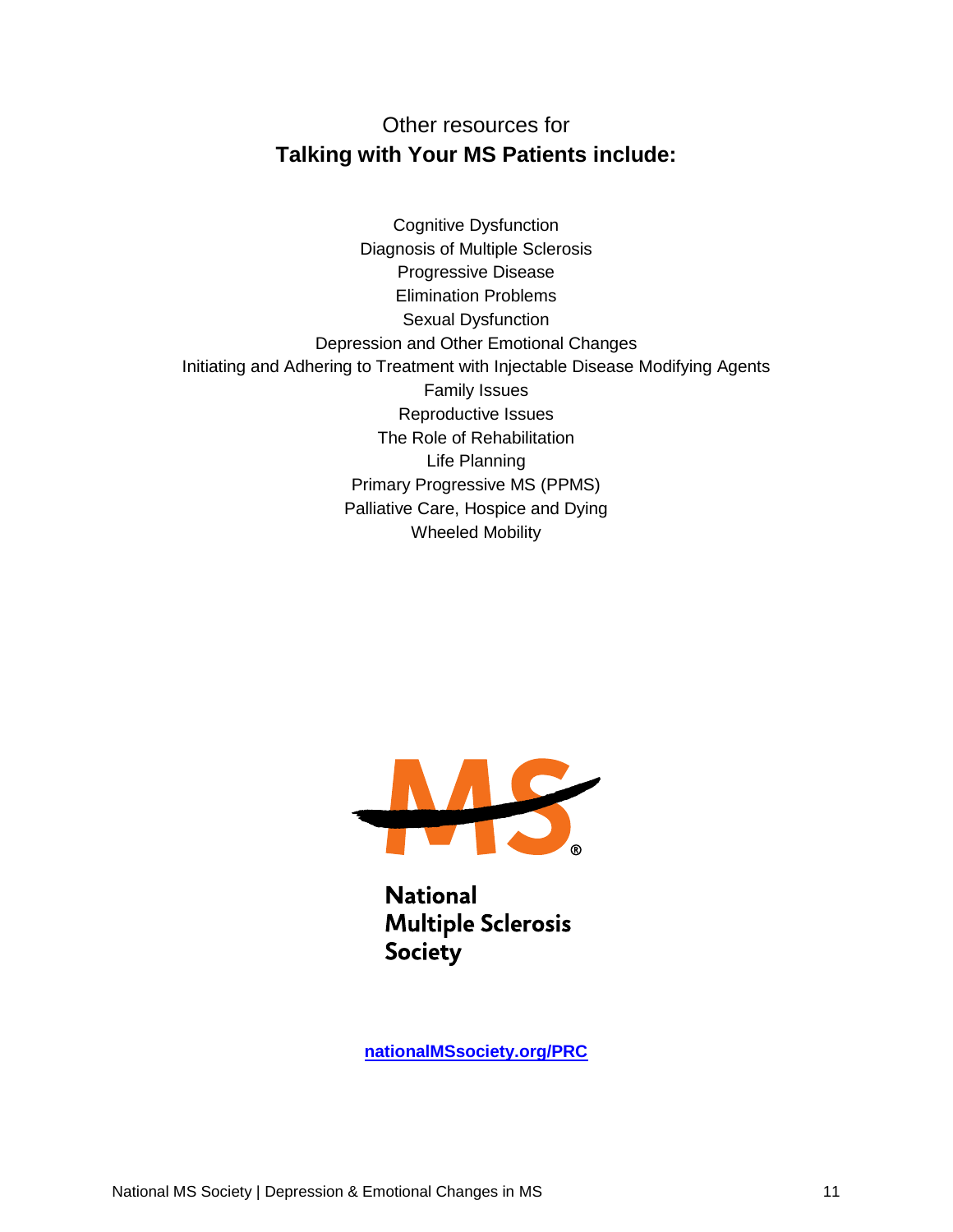## Other resources for **Talking with Your MS Patients include:**

Cognitive Dysfunction
Diagnosis of Multiple Sclerosis
Progressive Disease
Elimination Problems
Sexual Dysfunction
Depression and Other Emotional Changes
Initiating and Adhering to Treatment with Injectable Disease Modifying Agents
Family Issues
Reproductive Issues
The Role of Rehabilitation
Life Planning
Primary Progressive MS (PPMS)
Palliative Care, Hospice and Dying
Wheeled Mobility

MS®

**National Multiple Sclerosis Society**

**nationalMSsociety.org/PRC**